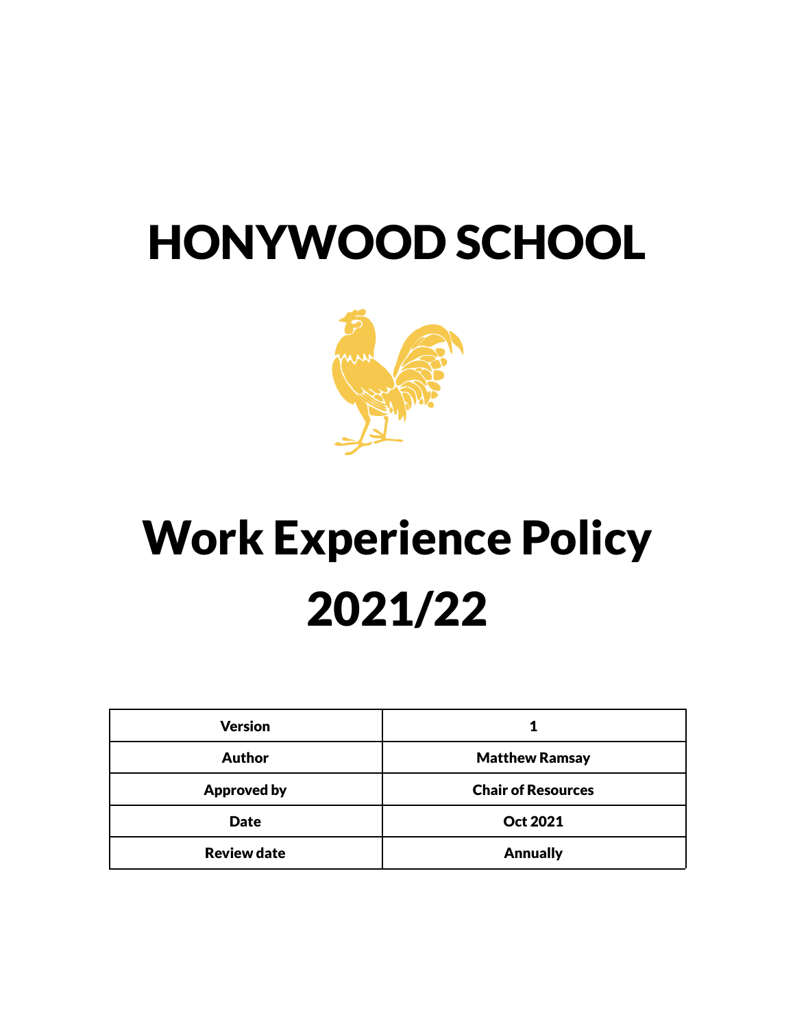# HONYWOOD SCHOOL

# Work Experience Policy 2021/22

| Version | 1 |
|---|---|
| Author | Matthew Ramsay |
| Approved by | Chair of Resources |
| Date | Oct 2021 |
| Review date | Annually |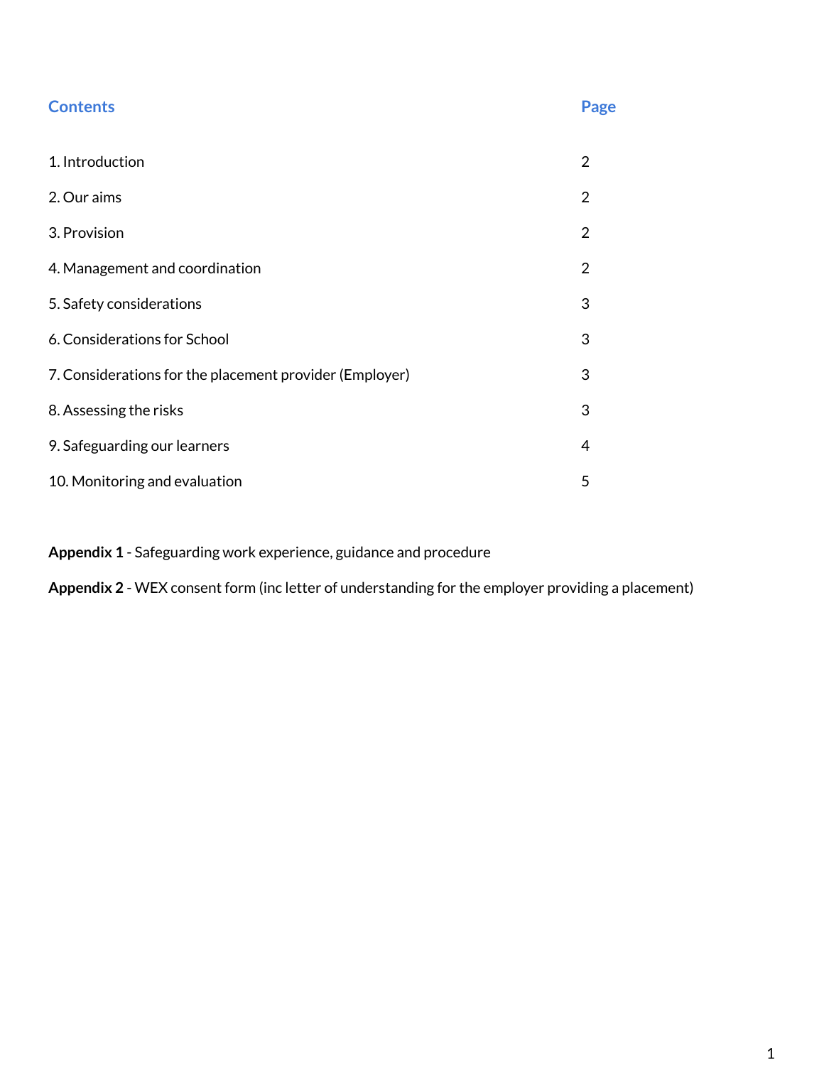| Contents | Page |
| --- | --- |
| 1. Introduction | 2 |
| 2. Our aims | 2 |
| 3. Provision | 2 |
| 4. Management and coordination | 2 |
| 5. Safety considerations | 3 |
| 6. Considerations for School | 3 |
| 7. Considerations for the placement provider (Employer) | 3 |
| 8. Assessing the risks | 3 |
| 9. Safeguarding our learners | 4 |
| 10. Monitoring and evaluation | 5 |

**Appendix 1** - Safeguarding work experience, guidance and procedure

**Appendix 2** - WEX consent form (inc letter of understanding for the employer providing a placement)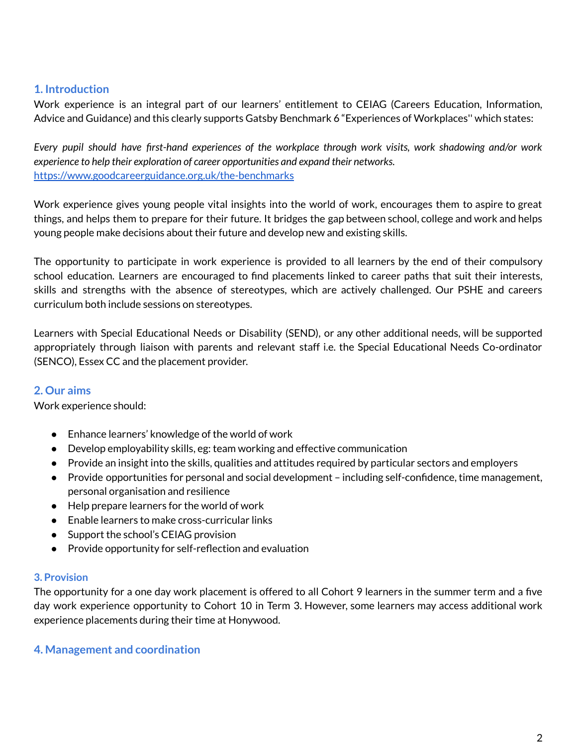## 1. Introduction

Work experience is an integral part of our learners' entitlement to CEIAG (Careers Education, Information, Advice and Guidance) and this clearly supports Gatsby Benchmark 6 "Experiences of Workplaces'' which states:

*Every pupil should have first-hand experiences of the workplace through work visits, work shadowing and/or work experience to help their exploration of career opportunities and expand their networks.*
[https://www.goodcareerguidance.org.uk/the-benchmarks](https://www.goodcareerguidance.org.uk/the-benchmarks)

Work experience gives young people vital insights into the world of work, encourages them to aspire to great things, and helps them to prepare for their future. It bridges the gap between school, college and work and helps young people make decisions about their future and develop new and existing skills.

The opportunity to participate in work experience is provided to all learners by the end of their compulsory school education. Learners are encouraged to find placements linked to career paths that suit their interests, skills and strengths with the absence of stereotypes, which are actively challenged. Our PSHE and careers curriculum both include sessions on stereotypes.

Learners with Special Educational Needs or Disability (SEND), or any other additional needs, will be supported appropriately through liaison with parents and relevant staff i.e. the Special Educational Needs Co-ordinator (SENCO), Essex CC and the placement provider.

## 2. Our aims

Work experience should:

- Enhance learners' knowledge of the world of work
- Develop employability skills, eg: team working and effective communication
- Provide an insight into the skills, qualities and attitudes required by particular sectors and employers
- Provide opportunities for personal and social development – including self-confidence, time management, personal organisation and resilience
- Help prepare learners for the world of work
- Enable learners to make cross-curricular links
- Support the school's CEIAG provision
- Provide opportunity for self-reflection and evaluation

## 3. Provision

The opportunity for a one day work placement is offered to all Cohort 9 learners in the summer term and a five day work experience opportunity to Cohort 10 in Term 3. However, some learners may access additional work experience placements during their time at Honywood.

## 4. Management and coordination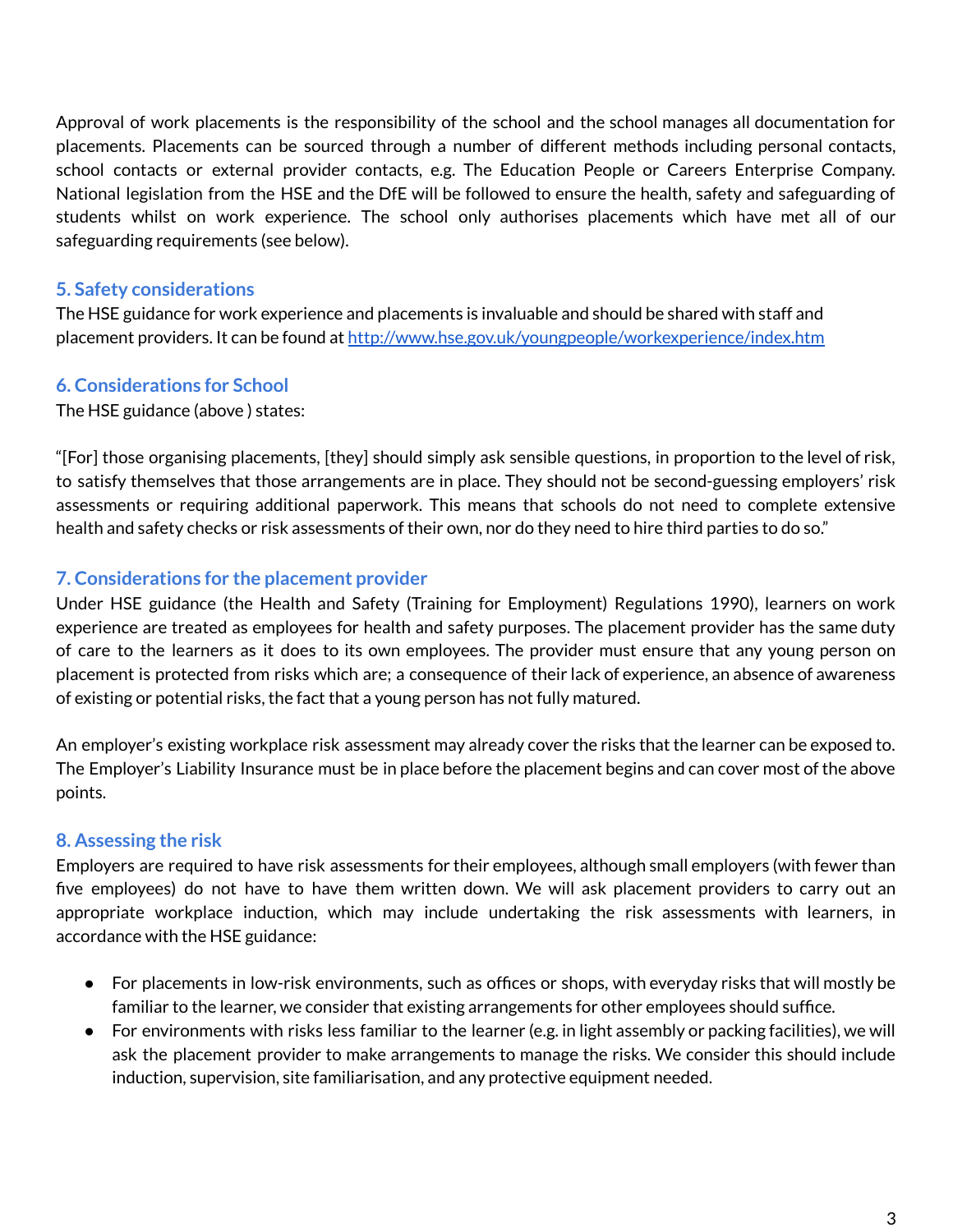Approval of work placements is the responsibility of the school and the school manages all documentation for placements. Placements can be sourced through a number of different methods including personal contacts, school contacts or external provider contacts, e.g. The Education People or Careers Enterprise Company. National legislation from the HSE and the DfE will be followed to ensure the health, safety and safeguarding of students whilst on work experience. The school only authorises placements which have met all of our safeguarding requirements (see below).

## 5. Safety considerations

The HSE guidance for work experience and placements is invaluable and should be shared with staff and placement providers. It can be found at [http://www.hse.gov.uk/youngpeople/workexperience/index.htm](http://www.hse.gov.uk/youngpeople/workexperience/index.htm)

## 6. Considerations for School

The HSE guidance (above ) states:

"[For] those organising placements, [they] should simply ask sensible questions, in proportion to the level of risk, to satisfy themselves that those arrangements are in place. They should not be second-guessing employers' risk assessments or requiring additional paperwork. This means that schools do not need to complete extensive health and safety checks or risk assessments of their own, nor do they need to hire third parties to do so."

## 7. Considerations for the placement provider

Under HSE guidance (the Health and Safety (Training for Employment) Regulations 1990), learners on work experience are treated as employees for health and safety purposes. The placement provider has the same duty of care to the learners as it does to its own employees. The provider must ensure that any young person on placement is protected from risks which are; a consequence of their lack of experience, an absence of awareness of existing or potential risks, the fact that a young person has not fully matured.

An employer's existing workplace risk assessment may already cover the risks that the learner can be exposed to. The Employer's Liability Insurance must be in place before the placement begins and can cover most of the above points.

## 8. Assessing the risk

Employers are required to have risk assessments for their employees, although small employers (with fewer than five employees) do not have to have them written down. We will ask placement providers to carry out an appropriate workplace induction, which may include undertaking the risk assessments with learners, in accordance with the HSE guidance:

- For placements in low-risk environments, such as offices or shops, with everyday risks that will mostly be familiar to the learner, we consider that existing arrangements for other employees should suffice.
- For environments with risks less familiar to the learner (e.g. in light assembly or packing facilities), we will ask the placement provider to make arrangements to manage the risks. We consider this should include induction, supervision, site familiarisation, and any protective equipment needed.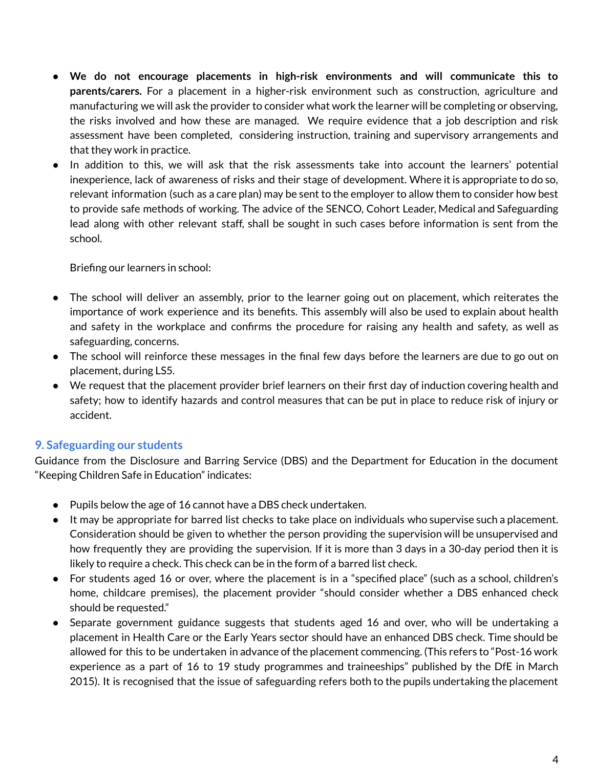- **We do not encourage placements in high-risk environments and will communicate this to parents/carers.** For a placement in a higher-risk environment such as construction, agriculture and manufacturing we will ask the provider to consider what work the learner will be completing or observing, the risks involved and how these are managed. We require evidence that a job description and risk assessment have been completed, considering instruction, training and supervisory arrangements and that they work in practice.
- In addition to this, we will ask that the risk assessments take into account the learners' potential inexperience, lack of awareness of risks and their stage of development. Where it is appropriate to do so, relevant information (such as a care plan) may be sent to the employer to allow them to consider how best to provide safe methods of working. The advice of the SENCO, Cohort Leader, Medical and Safeguarding lead along with other relevant staff, shall be sought in such cases before information is sent from the school.

  Briefing our learners in school:

- The school will deliver an assembly, prior to the learner going out on placement, which reiterates the importance of work experience and its benefits. This assembly will also be used to explain about health and safety in the workplace and confirms the procedure for raising any health and safety, as well as safeguarding, concerns.
- The school will reinforce these messages in the final few days before the learners are due to go out on placement, during LS5.
- We request that the placement provider brief learners on their first day of induction covering health and safety; how to identify hazards and control measures that can be put in place to reduce risk of injury or accident.

## 9. Safeguarding our students

Guidance from the Disclosure and Barring Service (DBS) and the Department for Education in the document "Keeping Children Safe in Education" indicates:

- Pupils below the age of 16 cannot have a DBS check undertaken.
- It may be appropriate for barred list checks to take place on individuals who supervise such a placement. Consideration should be given to whether the person providing the supervision will be unsupervised and how frequently they are providing the supervision. If it is more than 3 days in a 30-day period then it is likely to require a check. This check can be in the form of a barred list check.
- For students aged 16 or over, where the placement is in a "specified place" (such as a school, children's home, childcare premises), the placement provider "should consider whether a DBS enhanced check should be requested."
- Separate government guidance suggests that students aged 16 and over, who will be undertaking a placement in Health Care or the Early Years sector should have an enhanced DBS check. Time should be allowed for this to be undertaken in advance of the placement commencing. (This refers to "Post-16 work experience as a part of 16 to 19 study programmes and traineeships" published by the DfE in March 2015). It is recognised that the issue of safeguarding refers both to the pupils undertaking the placement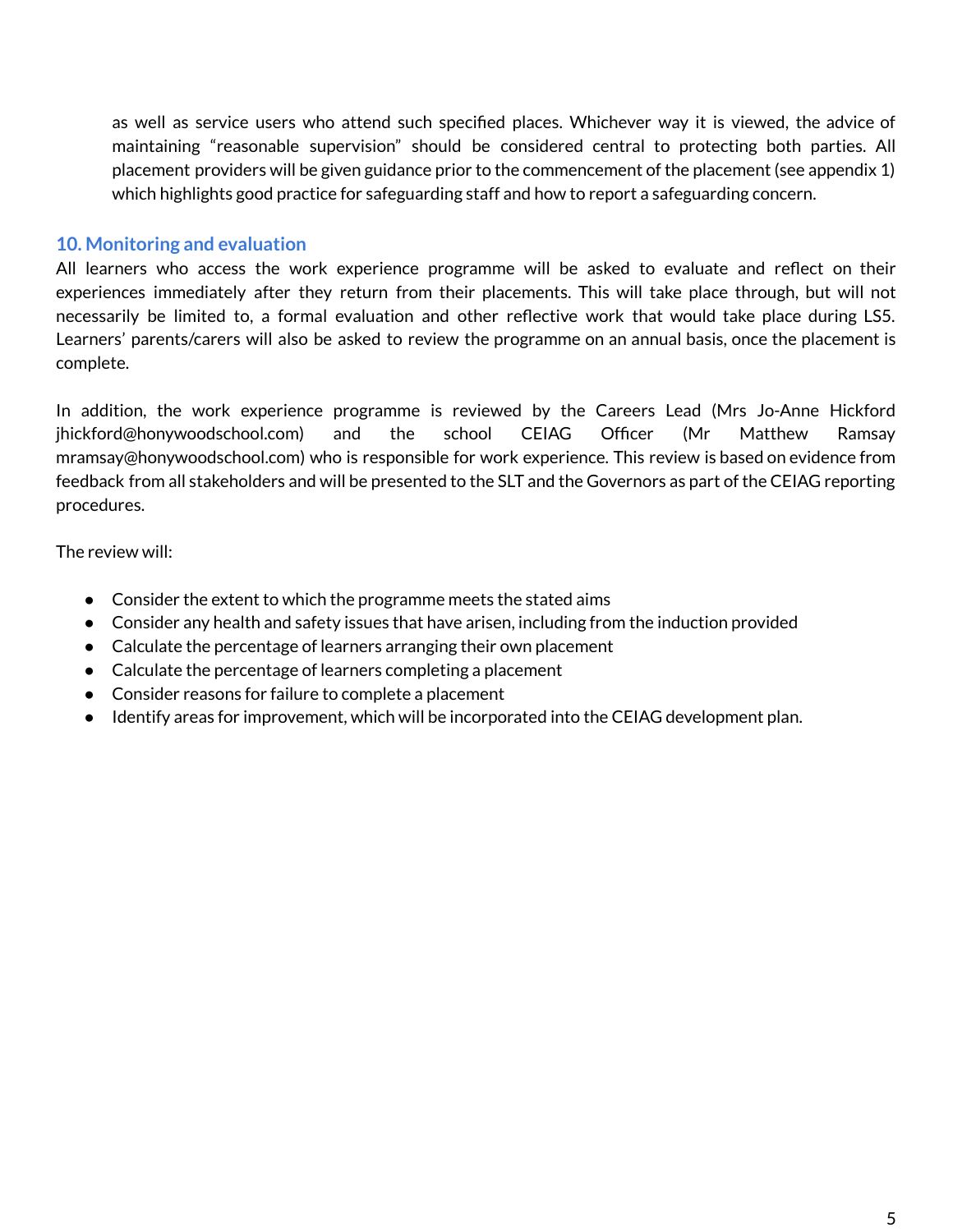as well as service users who attend such specified places. Whichever way it is viewed, the advice of maintaining "reasonable supervision" should be considered central to protecting both parties. All placement providers will be given guidance prior to the commencement of the placement (see appendix 1) which highlights good practice for safeguarding staff and how to report a safeguarding concern.

## 10. Monitoring and evaluation

All learners who access the work experience programme will be asked to evaluate and reflect on their experiences immediately after they return from their placements. This will take place through, but will not necessarily be limited to, a formal evaluation and other reflective work that would take place during LS5. Learners' parents/carers will also be asked to review the programme on an annual basis, once the placement is complete.

In addition, the work experience programme is reviewed by the Careers Lead (Mrs Jo-Anne Hickford jhickford@honywoodschool.com) and the school CEIAG Officer (Mr Matthew Ramsay mramsay@honywoodschool.com) who is responsible for work experience. This review is based on evidence from feedback from all stakeholders and will be presented to the SLT and the Governors as part of the CEIAG reporting procedures.

The review will:

- Consider the extent to which the programme meets the stated aims
- Consider any health and safety issues that have arisen, including from the induction provided
- Calculate the percentage of learners arranging their own placement
- Calculate the percentage of learners completing a placement
- Consider reasons for failure to complete a placement
- Identify areas for improvement, which will be incorporated into the CEIAG development plan.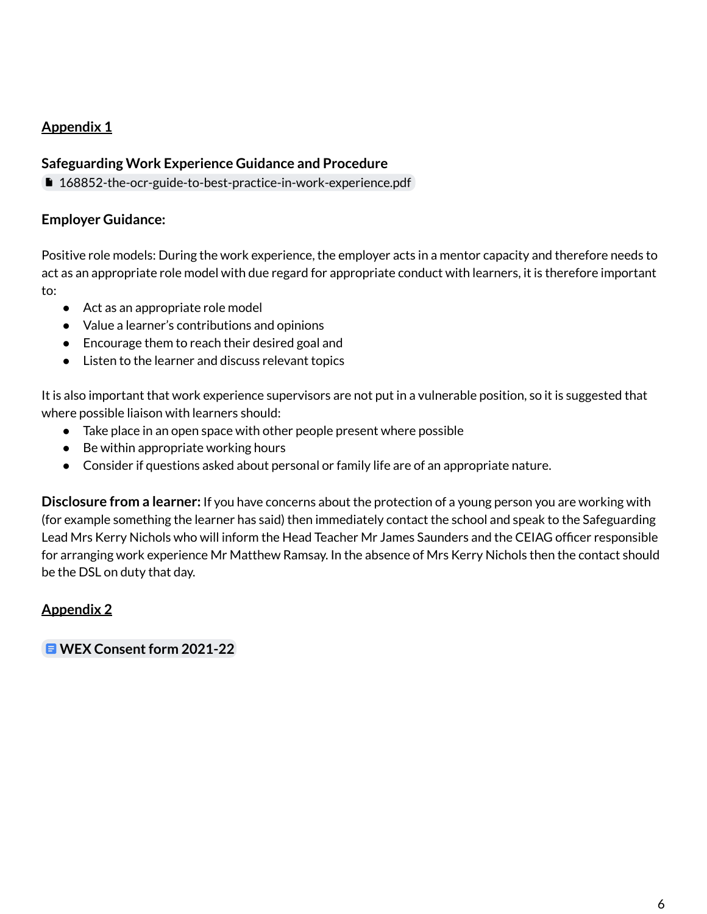## Appendix 1

**Safeguarding Work Experience Guidance and Procedure**

168852-the-ocr-guide-to-best-practice-in-work-experience.pdf

**Employer Guidance:**

Positive role models: During the work experience, the employer acts in a mentor capacity and therefore needs to act as an appropriate role model with due regard for appropriate conduct with learners, it is therefore important to:

- Act as an appropriate role model
- Value a learner's contributions and opinions
- Encourage them to reach their desired goal and
- Listen to the learner and discuss relevant topics

It is also important that work experience supervisors are not put in a vulnerable position, so it is suggested that where possible liaison with learners should:

- Take place in an open space with other people present where possible
- Be within appropriate working hours
- Consider if questions asked about personal or family life are of an appropriate nature.

**Disclosure from a learner:** If you have concerns about the protection of a young person you are working with (for example something the learner has said) then immediately contact the school and speak to the Safeguarding Lead Mrs Kerry Nichols who will inform the Head Teacher Mr James Saunders and the CEIAG officer responsible for arranging work experience Mr Matthew Ramsay. In the absence of Mrs Kerry Nichols then the contact should be the DSL on duty that day.

## Appendix 2

**WEX Consent form 2021-22**